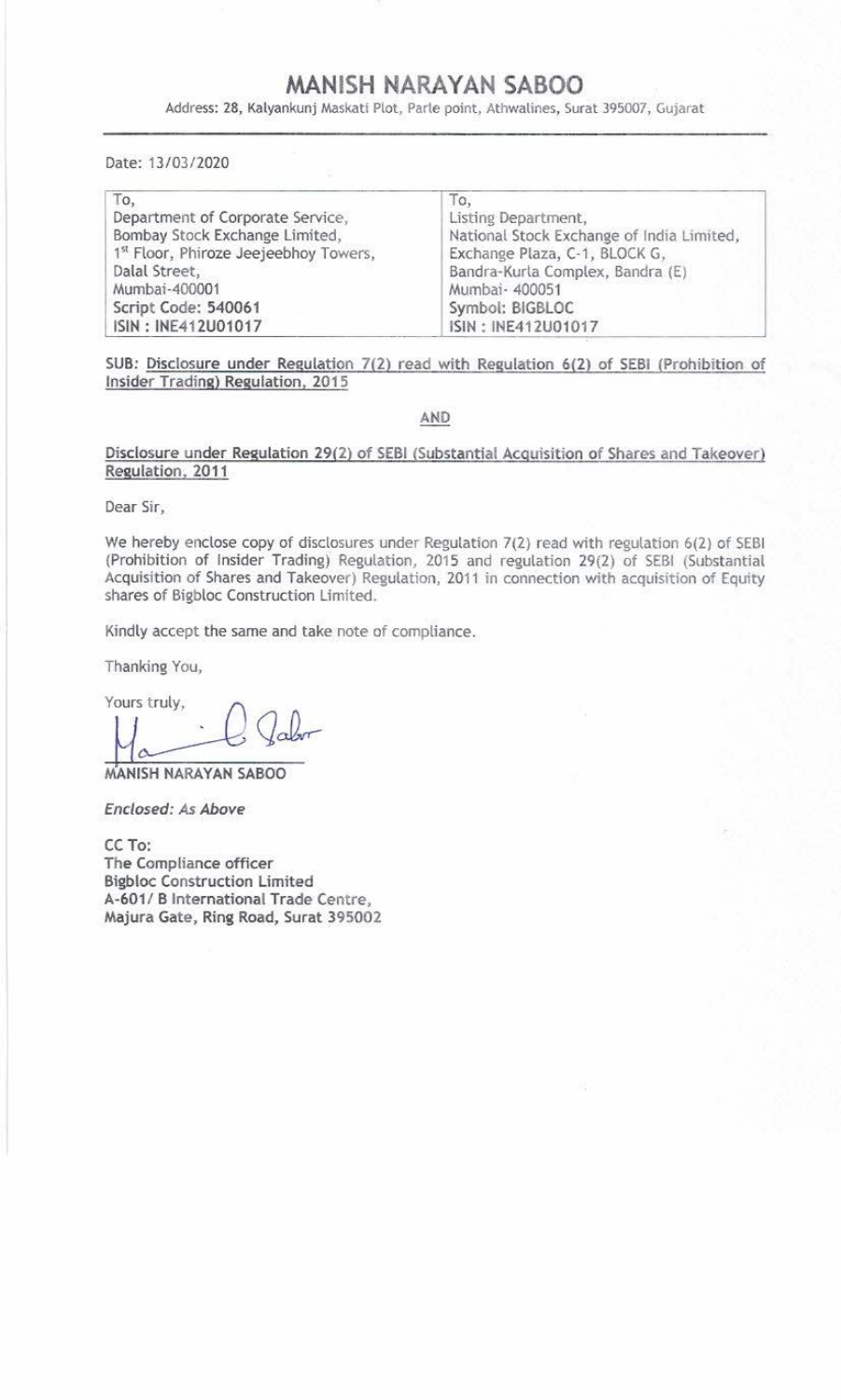# MANISH NARAYAN SABOO

Address: 28, Kalyankunj Maskati Plot, Parle point, Athwalines, Surat 395007, Gujarat

Date: 13/03/2020

| To, | To, |
|---|---|
| Department of Corporate Service, | Listing Department, |
| Bombay Stock Exchange Limited, | National Stock Exchange of India Limited, |
| 1st Floor, Phiroze Jeejeebhoy Towers, | Exchange Plaza, C-1, BLOCK G, |
| Dalal Street, | Bandra-Kurla Complex, Bandra (E) |
| Mumbai-400001 | Mumbai- 400051 |
| **Script Code: 540061** | **Symbol: BIGBLOC** |
| **ISIN : INE412U01017** | **ISIN : INE412U01017** |

**SUB: Disclosure under Regulation 7(2) read with Regulation 6(2) of SEBI (Prohibition of Insider Trading) Regulation, 2015**

AND

Disclosure under Regulation 29(2) of SEBI (Substantial Acquisition of Shares and Takeover) Regulation, 2011

Dear Sir,

We hereby enclose copy of disclosures under Regulation 7(2) read with regulation 6(2) of SEBI (Prohibition of Insider Trading) Regulation, 2015 and regulation 29(2) of SEBI (Substantial Acquisition of Shares and Takeover) Regulation, 2011 in connection with acquisition of Equity shares of Bigbloc Construction Limited.

Kindly accept the same and take note of compliance.

Thanking You,

Yours truly,

**MANISH NARAYAN SABOO**

*Enclosed: As Above*

**CC To:**
**The Compliance officer**
**Bigbloc Construction Limited**
**A-601/ B International Trade Centre,**
**Majura Gate, Ring Road, Surat 395002**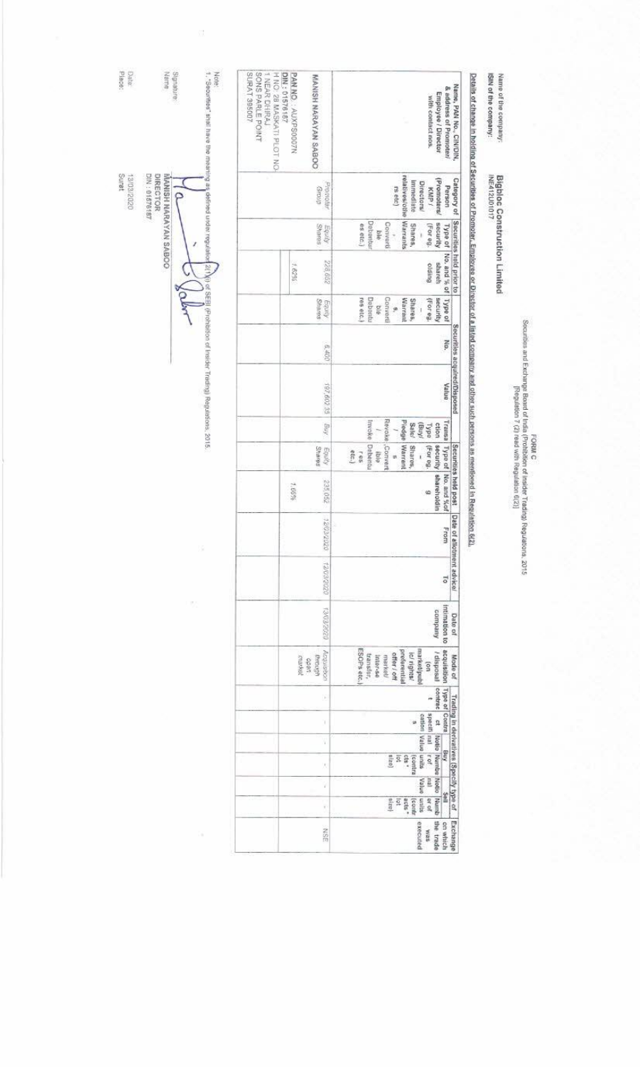FORM C

Securities and Exchange Board of India (Prohibition of Insider Trading) Regulations, 2015

[Regulation 7 (2) read with Regulation 6(2)]

**Name of the company:** Bigbloc Construction Limited

**ISIN of the company:** INE412U01017

**Details of change in holding of Securities of Promoter, Employee or Director of a listed company and other such persons as mentioned in Regulation 6(2).**

| Name, PAN No., CIN/DIN, & address of Promoter/ Employee / Director with contact nos. | Category of Person (Promoters/ KMP / Directors/ immediate relatives/others etc) | Securities held prior to acquisition/disposal | | Securities acquired/Disposed | | | | Securities held post acquisition/disposal | | Date of allotment advice/ acquisition of shares/ sale of shares specify | | Date of intimation to company | Mode of acquisition / disposal (on market/public/ rights/ preferential offer / off market/ Inter-se transfer, ESOPs etc.) | Trading in derivatives (Specify type of contract, Futures or Options etc) | | | | | | Exchange on which the trade was executed |
|---|---|---|---|---|---|---|---|---|---|---|---|---|---|---|---|---|---|---|---|---|
| | | Type of security (For eg. – Shares, Warrants, Convertible Debentures etc.) | No. and % of shareholding | Type of security (For eg. – Shares, Warrants, Convertible Debentures etc.) | No. | Value | Transaction Type (Buy/ Sale/ Pledge / Revoke/ Invoke) | Type of security (For eg. – Shares, Warrants, Convertible Debentures etc.) | No. and % of shareholding | From | To | | | Type of contract | Contract specifications | Buy | | Sell | | |
| | | | | | | | | | | | | | | | | Notional Value | Number of units (contracts * lot size) | Notional Value | Number of units (contracts * lot size) | |
| **MANISH NARAYAN SABOO**<br>**PAN NO.: AUXPS0007N**<br>**DIN: 01576187**<br>H NO: 28 MASKATI PLOT NO. 1 NEAR DHIRAJ SONS PARLE POINT SURAT 395007 | Promoter Group | Equity Shares | 228,652<br>1.62% | Equity Shares | 6,400 | 197,602.33 | Buy | Equity Shares | 235,052<br>1.66% | 12/03/2020 | 12/03/2020 | 13/03/2020 | Acquisition through open market | - | - | - | - | - | - | NSE |

Note:

1. "Securities" shall have the meaning as defined under regulation 2(1)(i) of SEBI (Prohibition of Insider Trading) Regulations, 2015.

Signature:

Name: MANISH NARAYAN SABOO

DIRECTOR

DIN: 01576187

Date: 13/03/2020

Place: Surat